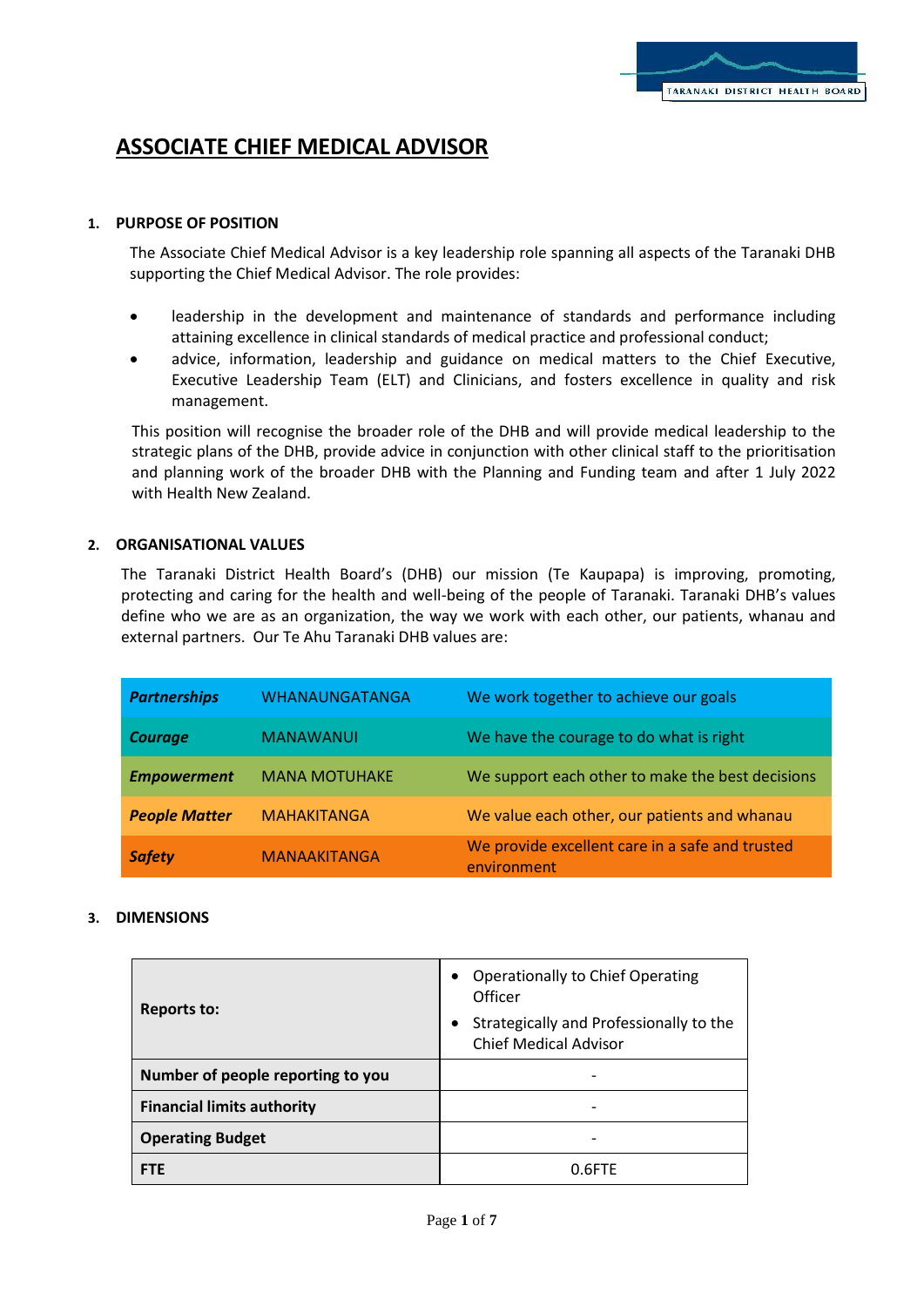# ASSOCIATE CHIEF MEDICAL ADVISOR

## 1. PURPOSE OF POSITION

The Associate Chief Medical Advisor is a key leadership role spanning all aspects of the Taranaki DHB supporting the Chief Medical Advisor. The role provides:

- leadership in the development and maintenance of standards and performance including attaining excellence in clinical standards of medical practice and professional conduct;
- advice, information, leadership and guidance on medical matters to the Chief Executive, Executive Leadership Team (ELT) and Clinicians, and fosters excellence in quality and risk management.

This position will recognise the broader role of the DHB and will provide medical leadership to the strategic plans of the DHB, provide advice in conjunction with other clinical staff to the prioritisation and planning work of the broader DHB with the Planning and Funding team and after 1 July 2022 with Health New Zealand.

## 2. ORGANISATIONAL VALUES

The Taranaki District Health Board's (DHB) our mission (Te Kaupapa) is improving, promoting, protecting and caring for the health and well-being of the people of Taranaki. Taranaki DHB's values define who we are as an organization, the way we work with each other, our patients, whanau and external partners. Our Te Ahu Taranaki DHB values are:

| | | |
|---|---|---|
| ***Partnerships*** | WHANAUNGATANGA | We work together to achieve our goals |
| ***Courage*** | MANAWANUI | We have the courage to do what is right |
| ***Empowerment*** | MANA MOTUHAKE | We support each other to make the best decisions |
| ***People Matter*** | MAHAKITANGA | We value each other, our patients and whanau |
| ***Safety*** | MANAAKITANGA | We provide excellent care in a safe and trusted environment |

## 3. DIMENSIONS

| | |
|---|---|
| **Reports to:** | • Operationally to Chief Operating Officer<br>• Strategically and Professionally to the Chief Medical Advisor |
| **Number of people reporting to you** | - |
| **Financial limits authority** | - |
| **Operating Budget** | - |
| **FTE** | 0.6FTE |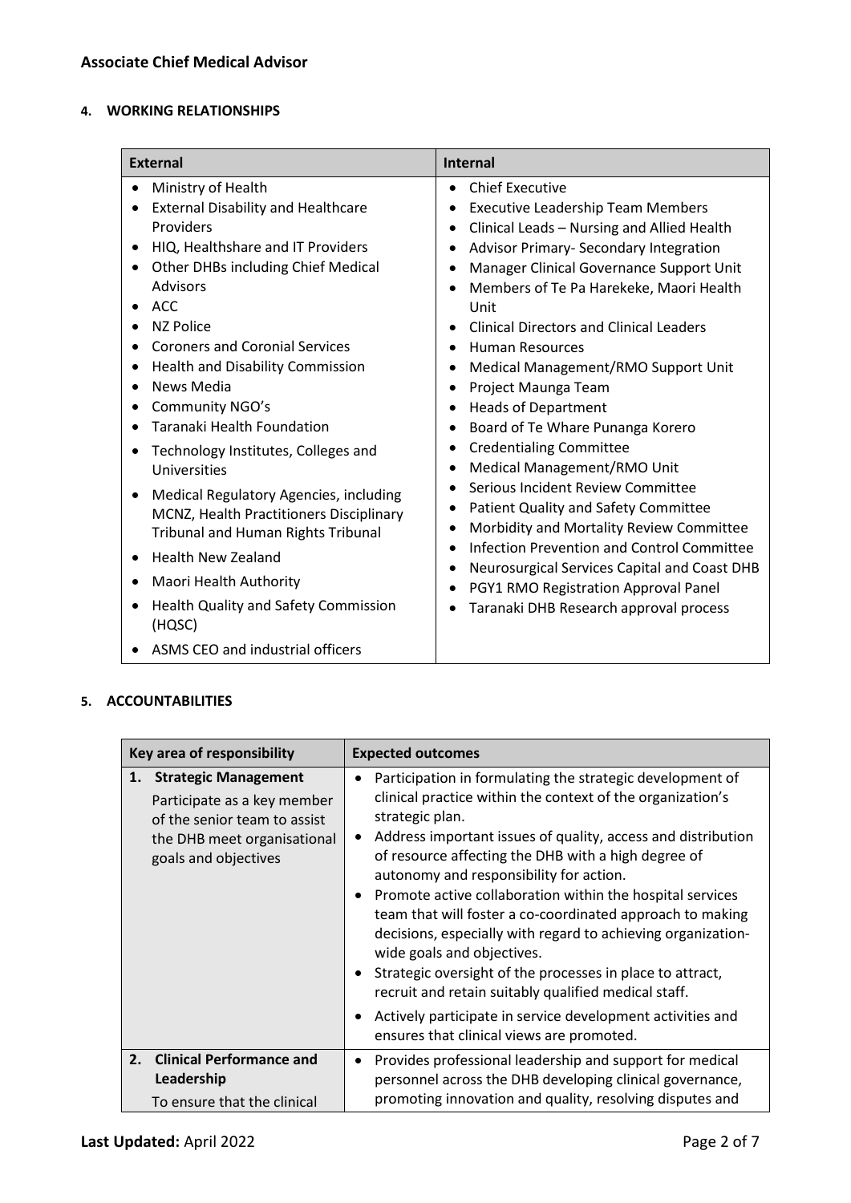## Associate Chief Medical Advisor

### 4. WORKING RELATIONSHIPS

| External | Internal |
|---|---|
| • Ministry of Health<br>• External Disability and Healthcare Providers<br>• HIQ, Healthshare and IT Providers<br>• Other DHBs including Chief Medical Advisors<br>• ACC<br>• NZ Police<br>• Coroners and Coronial Services<br>• Health and Disability Commission<br>• News Media<br>• Community NGO's<br>• Taranaki Health Foundation<br>• Technology Institutes, Colleges and Universities<br>• Medical Regulatory Agencies, including MCNZ, Health Practitioners Disciplinary Tribunal and Human Rights Tribunal<br>• Health New Zealand<br>• Maori Health Authority<br>• Health Quality and Safety Commission (HQSC)<br>• ASMS CEO and industrial officers | • Chief Executive<br>• Executive Leadership Team Members<br>• Clinical Leads – Nursing and Allied Health<br>• Advisor Primary- Secondary Integration<br>• Manager Clinical Governance Support Unit<br>• Members of Te Pa Harekeke, Maori Health Unit<br>• Clinical Directors and Clinical Leaders<br>• Human Resources<br>• Medical Management/RMO Support Unit<br>• Project Maunga Team<br>• Heads of Department<br>• Board of Te Whare Punanga Korero<br>• Credentialing Committee<br>• Medical Management/RMO Unit<br>• Serious Incident Review Committee<br>• Patient Quality and Safety Committee<br>• Morbidity and Mortality Review Committee<br>• Infection Prevention and Control Committee<br>• Neurosurgical Services Capital and Coast DHB<br>• PGY1 RMO Registration Approval Panel<br>• Taranaki DHB Research approval process |

### 5. ACCOUNTABILITIES

| Key area of responsibility | Expected outcomes |
|---|---|
| **1. Strategic Management**<br>Participate as a key member of the senior team to assist the DHB meet organisational goals and objectives | • Participation in formulating the strategic development of clinical practice within the context of the organization's strategic plan.<br>• Address important issues of quality, access and distribution of resource affecting the DHB with a high degree of autonomy and responsibility for action.<br>• Promote active collaboration within the hospital services team that will foster a co-coordinated approach to making decisions, especially with regard to achieving organization-wide goals and objectives.<br>• Strategic oversight of the processes in place to attract, recruit and retain suitably qualified medical staff.<br>• Actively participate in service development activities and ensures that clinical views are promoted. |
| **2. Clinical Performance and Leadership**<br>To ensure that the clinical | • Provides professional leadership and support for medical personnel across the DHB developing clinical governance, promoting innovation and quality, resolving disputes and |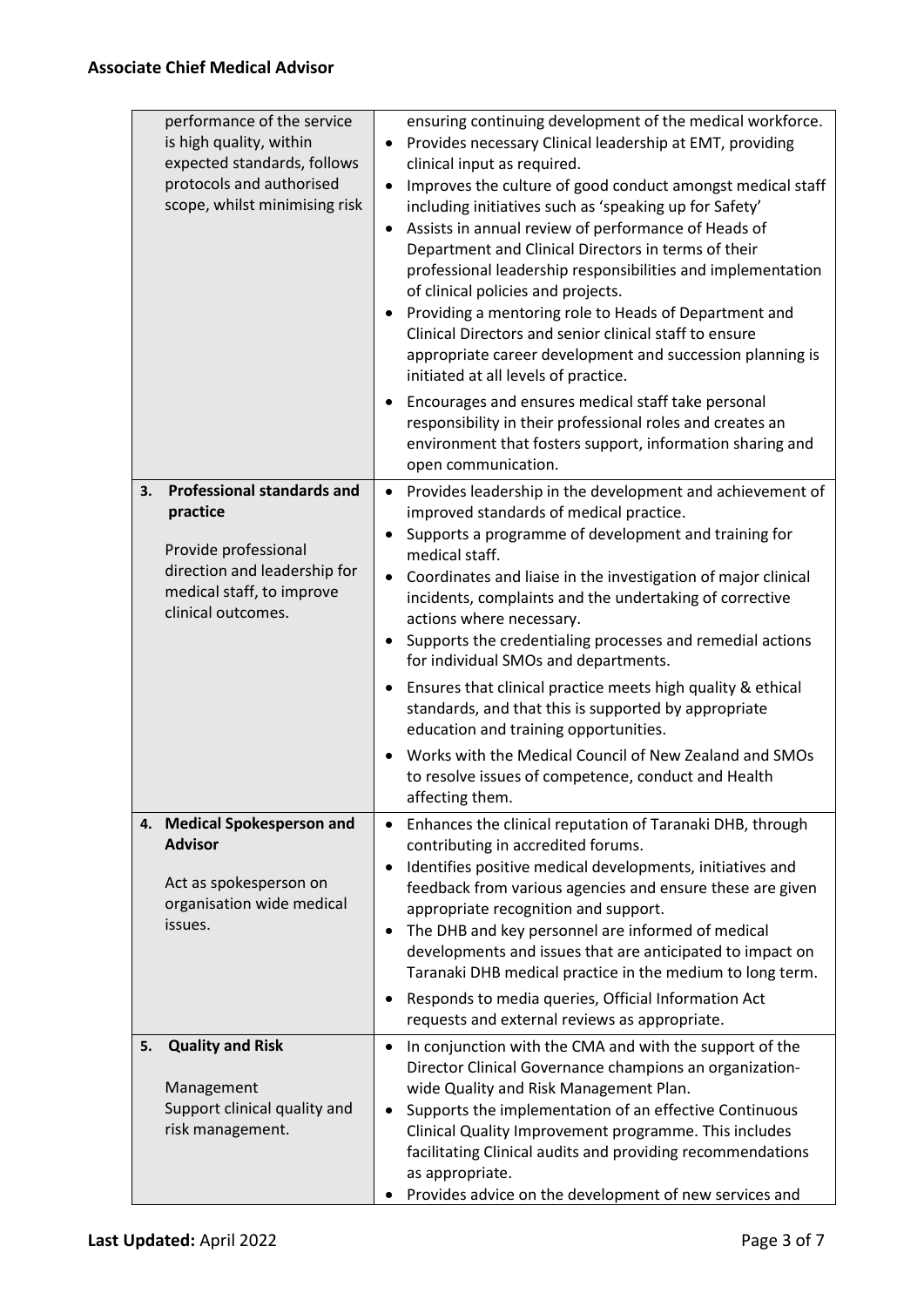| | |
|---|---|
| performance of the service is high quality, within expected standards, follows protocols and authorised scope, whilst minimising risk | ensuring continuing development of the medical workforce.<br>• Provides necessary Clinical leadership at EMT, providing clinical input as required.<br>• Improves the culture of good conduct amongst medical staff including initiatives such as 'speaking up for Safety'<br>• Assists in annual review of performance of Heads of Department and Clinical Directors in terms of their professional leadership responsibilities and implementation of clinical policies and projects.<br>• Providing a mentoring role to Heads of Department and Clinical Directors and senior clinical staff to ensure appropriate career development and succession planning is initiated at all levels of practice.<br>• Encourages and ensures medical staff take personal responsibility in their professional roles and creates an environment that fosters support, information sharing and open communication. |
| **3. Professional standards and practice**<br><br>Provide professional direction and leadership for medical staff, to improve clinical outcomes. | • Provides leadership in the development and achievement of improved standards of medical practice.<br>• Supports a programme of development and training for medical staff.<br>• Coordinates and liaise in the investigation of major clinical incidents, complaints and the undertaking of corrective actions where necessary.<br>• Supports the credentialing processes and remedial actions for individual SMOs and departments.<br>• Ensures that clinical practice meets high quality & ethical standards, and that this is supported by appropriate education and training opportunities.<br>• Works with the Medical Council of New Zealand and SMOs to resolve issues of competence, conduct and Health affecting them. |
| **4. Medical Spokesperson and Advisor**<br><br>Act as spokesperson on organisation wide medical issues. | • Enhances the clinical reputation of Taranaki DHB, through contributing in accredited forums.<br>• Identifies positive medical developments, initiatives and feedback from various agencies and ensure these are given appropriate recognition and support.<br>• The DHB and key personnel are informed of medical developments and issues that are anticipated to impact on Taranaki DHB medical practice in the medium to long term.<br>• Responds to media queries, Official Information Act requests and external reviews as appropriate. |
| **5. Quality and Risk**<br><br>Management<br>Support clinical quality and risk management. | • In conjunction with the CMA and with the support of the Director Clinical Governance champions an organization-wide Quality and Risk Management Plan.<br>• Supports the implementation of an effective Continuous Clinical Quality Improvement programme. This includes facilitating Clinical audits and providing recommendations as appropriate.<br>• Provides advice on the development of new services and |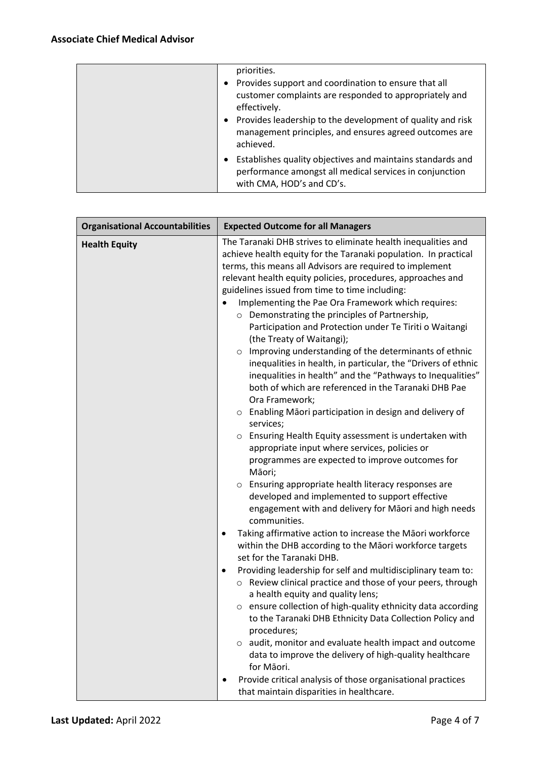| | |
|---|---|
| | priorities.<br>• Provides support and coordination to ensure that all customer complaints are responded to appropriately and effectively.<br>• Provides leadership to the development of quality and risk management principles, and ensures agreed outcomes are achieved.<br>• Establishes quality objectives and maintains standards and performance amongst all medical services in conjunction with CMA, HOD's and CD's. |

| Organisational Accountabilities | Expected Outcome for all Managers |
|---|---|
| **Health Equity** | The Taranaki DHB strives to eliminate health inequalities and achieve health equity for the Taranaki population. In practical terms, this means all Advisors are required to implement relevant health equity policies, procedures, approaches and guidelines issued from time to time including:<br>• Implementing the Pae Ora Framework which requires:<br>  ○ Demonstrating the principles of Partnership, Participation and Protection under Te Tiriti o Waitangi (the Treaty of Waitangi);<br>  ○ Improving understanding of the determinants of ethnic inequalities in health, in particular, the "Drivers of ethnic inequalities in health" and the "Pathways to Inequalities" both of which are referenced in the Taranaki DHB Pae Ora Framework;<br>  ○ Enabling Māori participation in design and delivery of services;<br>  ○ Ensuring Health Equity assessment is undertaken with appropriate input where services, policies or programmes are expected to improve outcomes for Māori;<br>  ○ Ensuring appropriate health literacy responses are developed and implemented to support effective engagement with and delivery for Māori and high needs communities.<br>• Taking affirmative action to increase the Māori workforce within the DHB according to the Māori workforce targets set for the Taranaki DHB.<br>• Providing leadership for self and multidisciplinary team to:<br>  ○ Review clinical practice and those of your peers, through a health equity and quality lens;<br>  ○ ensure collection of high-quality ethnicity data according to the Taranaki DHB Ethnicity Data Collection Policy and procedures;<br>  ○ audit, monitor and evaluate health impact and outcome data to improve the delivery of high-quality healthcare for Māori.<br>• Provide critical analysis of those organisational practices that maintain disparities in healthcare. |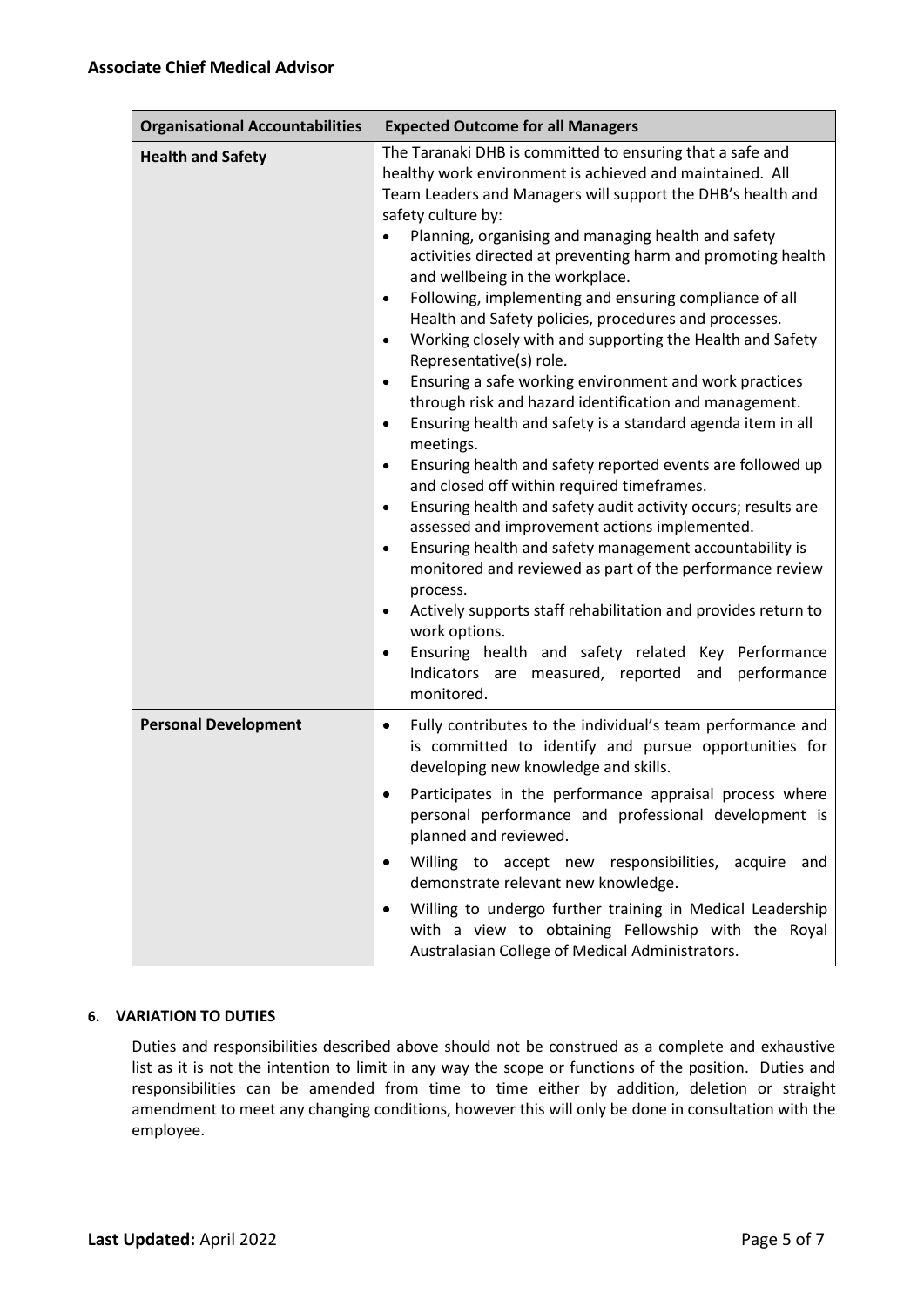| Organisational Accountabilities | Expected Outcome for all Managers |
|---|---|
| **Health and Safety** | The Taranaki DHB is committed to ensuring that a safe and healthy work environment is achieved and maintained. All Team Leaders and Managers will support the DHB's health and safety culture by:<br>• Planning, organising and managing health and safety activities directed at preventing harm and promoting health and wellbeing in the workplace.<br>• Following, implementing and ensuring compliance of all Health and Safety policies, procedures and processes.<br>• Working closely with and supporting the Health and Safety Representative(s) role.<br>• Ensuring a safe working environment and work practices through risk and hazard identification and management.<br>• Ensuring health and safety is a standard agenda item in all meetings.<br>• Ensuring health and safety reported events are followed up and closed off within required timeframes.<br>• Ensuring health and safety audit activity occurs; results are assessed and improvement actions implemented.<br>• Ensuring health and safety management accountability is monitored and reviewed as part of the performance review process.<br>• Actively supports staff rehabilitation and provides return to work options.<br>• Ensuring health and safety related Key Performance Indicators are measured, reported and performance monitored. |
| **Personal Development** | • Fully contributes to the individual's team performance and is committed to identify and pursue opportunities for developing new knowledge and skills.<br>• Participates in the performance appraisal process where personal performance and professional development is planned and reviewed.<br>• Willing to accept new responsibilities, acquire and demonstrate relevant new knowledge.<br>• Willing to undergo further training in Medical Leadership with a view to obtaining Fellowship with the Royal Australasian College of Medical Administrators. |

## 6. VARIATION TO DUTIES

Duties and responsibilities described above should not be construed as a complete and exhaustive list as it is not the intention to limit in any way the scope or functions of the position. Duties and responsibilities can be amended from time to time either by addition, deletion or straight amendment to meet any changing conditions, however this will only be done in consultation with the employee.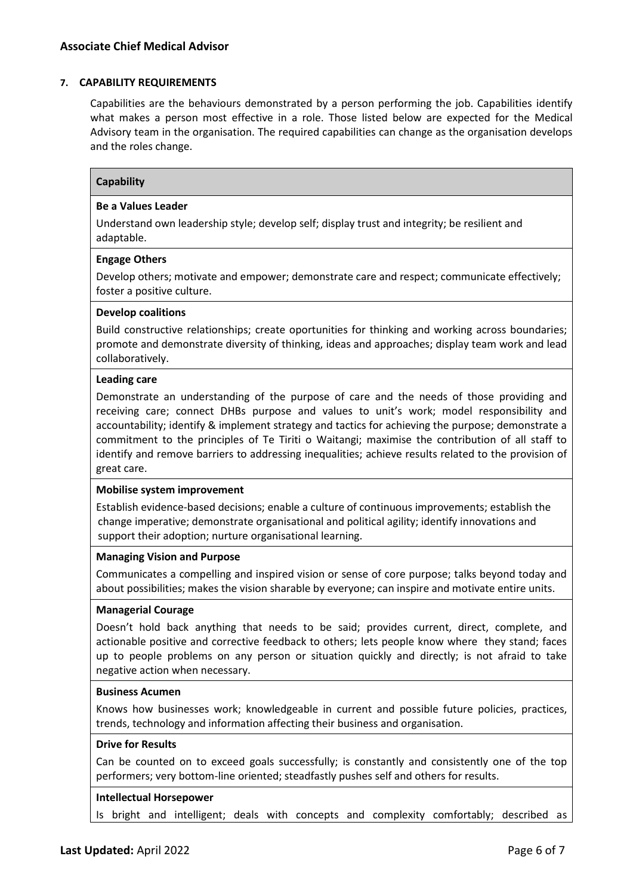## 7. CAPABILITY REQUIREMENTS

Capabilities are the behaviours demonstrated by a person performing the job. Capabilities identify what makes a person most effective in a role. Those listed below are expected for the Medical Advisory team in the organisation. The required capabilities can change as the organisation develops and the roles change.

| Capability |
|---|
| **Be a Values Leader**<br>Understand own leadership style; develop self; display trust and integrity; be resilient and adaptable. |
| **Engage Others**<br>Develop others; motivate and empower; demonstrate care and respect; communicate effectively; foster a positive culture. |
| **Develop coalitions**<br>Build constructive relationships; create oportunities for thinking and working across boundaries; promote and demonstrate diversity of thinking, ideas and approaches; display team work and lead collaboratively. |
| **Leading care**<br>Demonstrate an understanding of the purpose of care and the needs of those providing and receiving care; connect DHBs purpose and values to unit's work; model responsibility and accountability; identify & implement strategy and tactics for achieving the purpose; demonstrate a commitment to the principles of Te Tiriti o Waitangi; maximise the contribution of all staff to identify and remove barriers to addressing inequalities; achieve results related to the provision of great care. |
| **Mobilise system improvement**<br>Establish evidence-based decisions; enable a culture of continuous improvements; establish the change imperative; demonstrate organisational and political agility; identify innovations and support their adoption; nurture organisational learning. |
| **Managing Vision and Purpose**<br>Communicates a compelling and inspired vision or sense of core purpose; talks beyond today and about possibilities; makes the vision sharable by everyone; can inspire and motivate entire units. |
| **Managerial Courage**<br>Doesn't hold back anything that needs to be said; provides current, direct, complete, and actionable positive and corrective feedback to others; lets people know where they stand; faces up to people problems on any person or situation quickly and directly; is not afraid to take negative action when necessary. |
| **Business Acumen**<br>Knows how businesses work; knowledgeable in current and possible future policies, practices, trends, technology and information affecting their business and organisation. |
| **Drive for Results**<br>Can be counted on to exceed goals successfully; is constantly and consistently one of the top performers; very bottom-line oriented; steadfastly pushes self and others for results. |
| **Intellectual Horsepower**<br>Is bright and intelligent; deals with concepts and complexity comfortably; described as |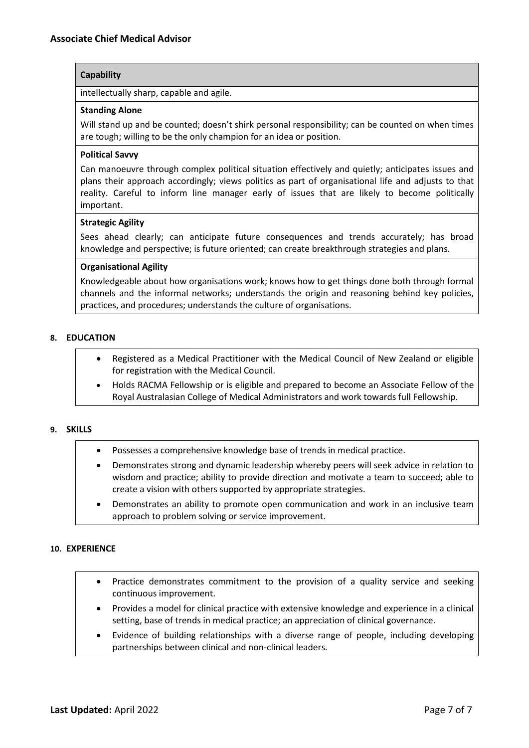| Capability |
| --- |
| intellectually sharp, capable and agile. |
| **Standing Alone**<br>Will stand up and be counted; doesn't shirk personal responsibility; can be counted on when times are tough; willing to be the only champion for an idea or position. |
| **Political Savvy**<br>Can manoeuvre through complex political situation effectively and quietly; anticipates issues and plans their approach accordingly; views politics as part of organisational life and adjusts to that reality. Careful to inform line manager early of issues that are likely to become politically important. |
| **Strategic Agility**<br>Sees ahead clearly; can anticipate future consequences and trends accurately; has broad knowledge and perspective; is future oriented; can create breakthrough strategies and plans. |
| **Organisational Agility**<br>Knowledgeable about how organisations work; knows how to get things done both through formal channels and the informal networks; understands the origin and reasoning behind key policies, practices, and procedures; understands the culture of organisations. |

## 8. EDUCATION

- Registered as a Medical Practitioner with the Medical Council of New Zealand or eligible for registration with the Medical Council.
- Holds RACMA Fellowship or is eligible and prepared to become an Associate Fellow of the Royal Australasian College of Medical Administrators and work towards full Fellowship.

## 9. SKILLS

- Possesses a comprehensive knowledge base of trends in medical practice.
- Demonstrates strong and dynamic leadership whereby peers will seek advice in relation to wisdom and practice; ability to provide direction and motivate a team to succeed; able to create a vision with others supported by appropriate strategies.
- Demonstrates an ability to promote open communication and work in an inclusive team approach to problem solving or service improvement.

## 10. EXPERIENCE

- Practice demonstrates commitment to the provision of a quality service and seeking continuous improvement.
- Provides a model for clinical practice with extensive knowledge and experience in a clinical setting, base of trends in medical practice; an appreciation of clinical governance.
- Evidence of building relationships with a diverse range of people, including developing partnerships between clinical and non-clinical leaders.

**Last Updated:** April 2022